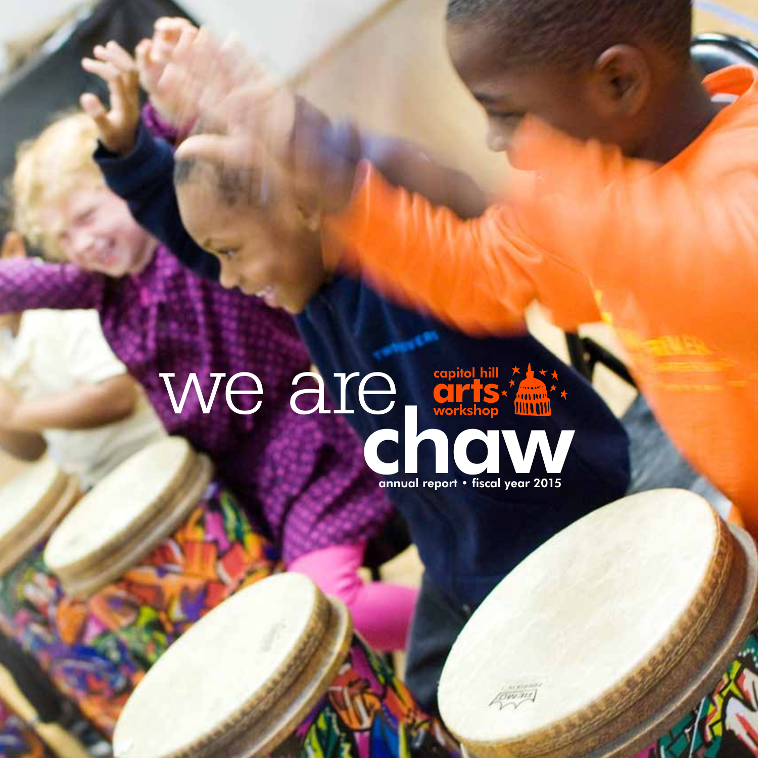# we are chaw

capitol hill arts workshop

annual report • fiscal year 2015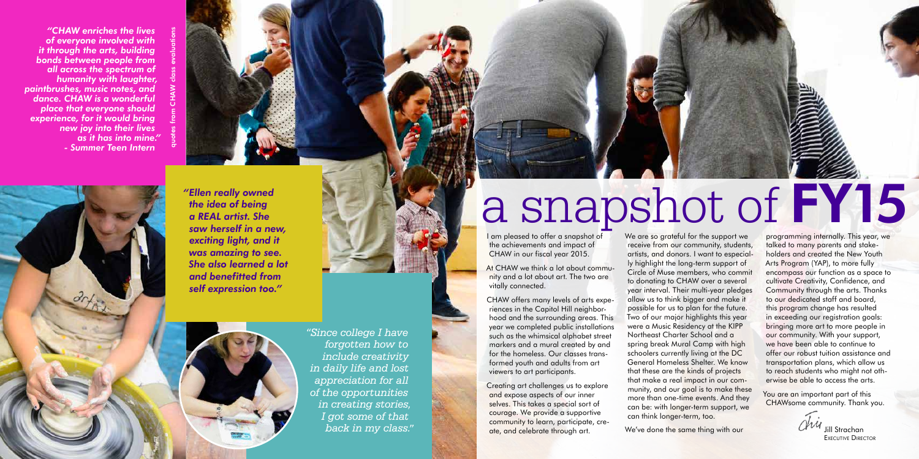*"CHAW enriches the lives of everyone involved with it through the arts, building bonds between people from all across the spectrum of humanity with laughter, paintbrushes, music notes, and dance. CHAW is a wonderful place that everyone should experience, for it would bring new joy into their lives as it has into mine."*
*- Summer Teen Intern*

**quotes from CHAW class evaluations**

*"Ellen really owned the idea of being a REAL artist. She saw herself in a new, exciting light, and it was amazing to see. She also learned a lot and benefitted from self expression too."*

*"Since college I have forgotten how to include creativity in daily life and lost appreciation for all of the opportunities in creating stories, I got some of that back in my class."*

# a snapshot of **FY15**

I am pleased to offer a snapshot of the achievements and impact of CHAW in our fiscal year 2015.

At CHAW we think a lot about community and a lot about art. The two are vitally connected.

CHAW offers many levels of arts experiences in the Capitol Hill neighborhood and the surrounding areas. This year we completed public installations such as the whimsical alphabet street markers and a mural created by and for the homeless. Our classes transformed youth and adults from art viewers to art participants.

Creating art challenges us to explore and expose aspects of our inner selves. This takes a special sort of courage. We provide a supportive community to learn, participate, create, and celebrate through art.

We are so grateful for the support we receive from our community, students, artists, and donors. I want to especially highlight the long-term support of Circle of Muse members, who commit to donating to CHAW over a several year interval. Their multi-year pledges allow us to think bigger and make it possible for us to plan for the future. Two of our major highlights this year were a Music Residency at the KIPP Northeast Charter School and a spring break Mural Camp with high schoolers currently living at the DC General Homeless Shelter. We know that these are the kinds of projects that make a real impact in our community, and our goal is to make these more than one-time events. And they can be: with longer-term support, we can think longer-term, too.

We've done the same thing with our programming internally. This year, we talked to many parents and stakeholders and created the New Youth Arts Program (YAP), to more fully encompass our function as a space to cultivate Creativity, Confidence, and Community through the arts. Thanks to our dedicated staff and board, this program change has resulted in exceeding our registration goals: bringing more art to more people in our community. With your support, we have been able to continue to offer our robust tuition assistance and transportation plans, which allow us to reach students who might not otherwise be able to access the arts.

You are an important part of this CHAWsome community. Thank you.

Jill Strachan
EXECUTIVE DIRECTOR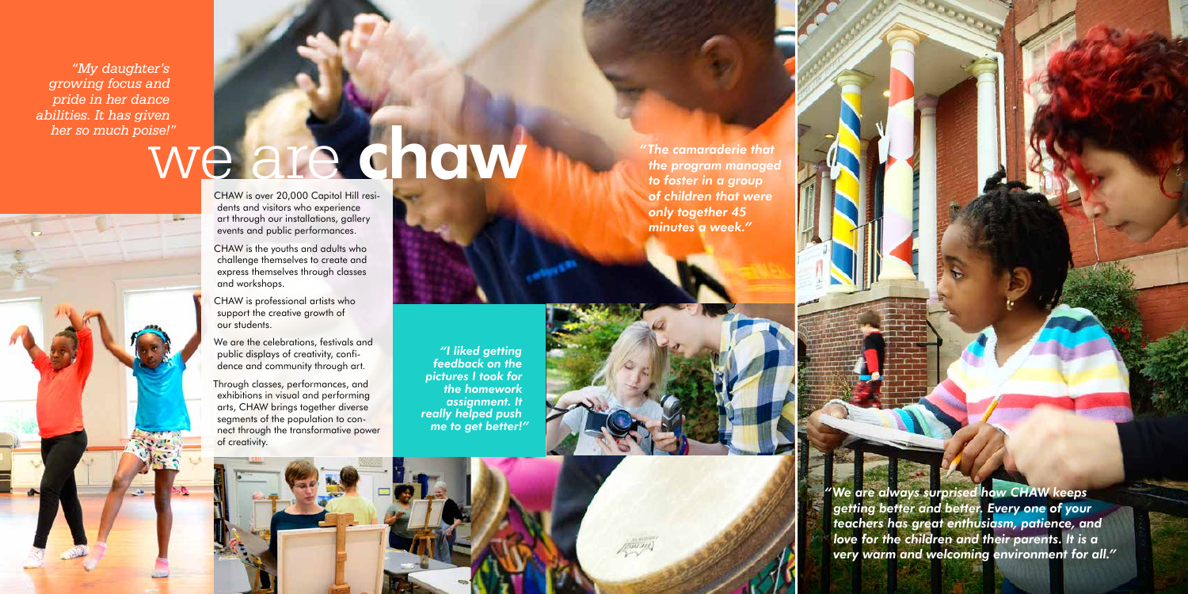*"My daughter's growing focus and pride in her dance abilities. It has given her so much poise!"*

# we are chaw

CHAW is over 20,000 Capitol Hill residents and visitors who experience art through our installations, gallery events and public performances.

CHAW is the youths and adults who challenge themselves to create and express themselves through classes and workshops.

CHAW is professional artists who support the creative growth of our students.

We are the celebrations, festivals and public displays of creativity, confidence and community through art.

Through classes, performances, and exhibitions in visual and performing arts, CHAW brings together diverse segments of the population to connect through the transformative power of creativity.

*"The camaraderie that the program managed to foster in a group of children that were only together 45 minutes a week."*

*"I liked getting feedback on the pictures I took for the homework assignment. It really helped push me to get better!"*

*"We are always surprised how CHAW keeps getting better and better. Every one of your teachers has great enthusiasm, patience, and love for the children and their parents. It is a very warm and welcoming environment for all."*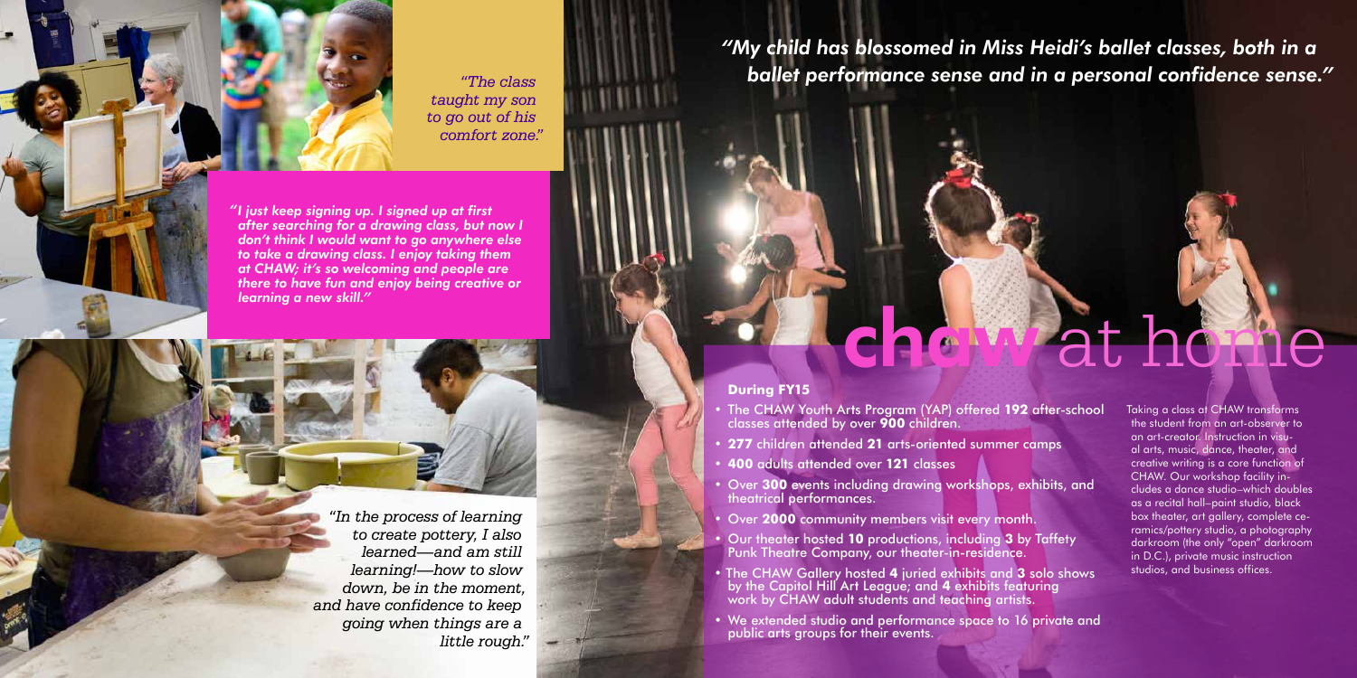*"The class taught my son to go out of his comfort zone."*

*"I just keep signing up. I signed up at first after searching for a drawing class, but now I don't think I would want to go anywhere else to take a drawing class. I enjoy taking them at CHAW; it's so welcoming and people are there to have fun and enjoy being creative or learning a new skill."*

*"In the process of learning to create pottery, I also learned—and am still learning!—how to slow down, be in the moment, and have confidence to keep going when things are a little rough."*

*"My child has blossomed in Miss Heidi's ballet classes, both in a ballet performance sense and in a personal confidence sense."*

# chaw at home

### During FY15

- The CHAW Youth Arts Program (YAP) offered **192** after-school classes attended by over **900** children.
- **277** children attended **21** arts-oriented summer camps
- **400** adults attended over **121** classes
- Over **300** events including drawing workshops, exhibits, and theatrical performances.
- Over **2000** community members visit every month.
- Our theater hosted **10** productions, including **3** by Taffety Punk Theatre Company, our theater-in-residence.
- The CHAW Gallery hosted **4** juried exhibits and **3** solo shows by the Capitol Hill Art League; and **4** exhibits featuring work by CHAW adult students and teaching artists.
- We extended studio and performance space to 16 private and public arts groups for their events.

Taking a class at CHAW transforms the student from an art-observer to an art-creator. Instruction in visual arts, music, dance, theater, and creative writing is a core function of CHAW. Our workshop facility includes a dance studio–which doubles as a recital hall–paint studio, black box theater, art gallery, complete ceramics/pottery studio, a photography darkroom (the only "open" darkroom in D.C.), private music instruction studios, and business offices.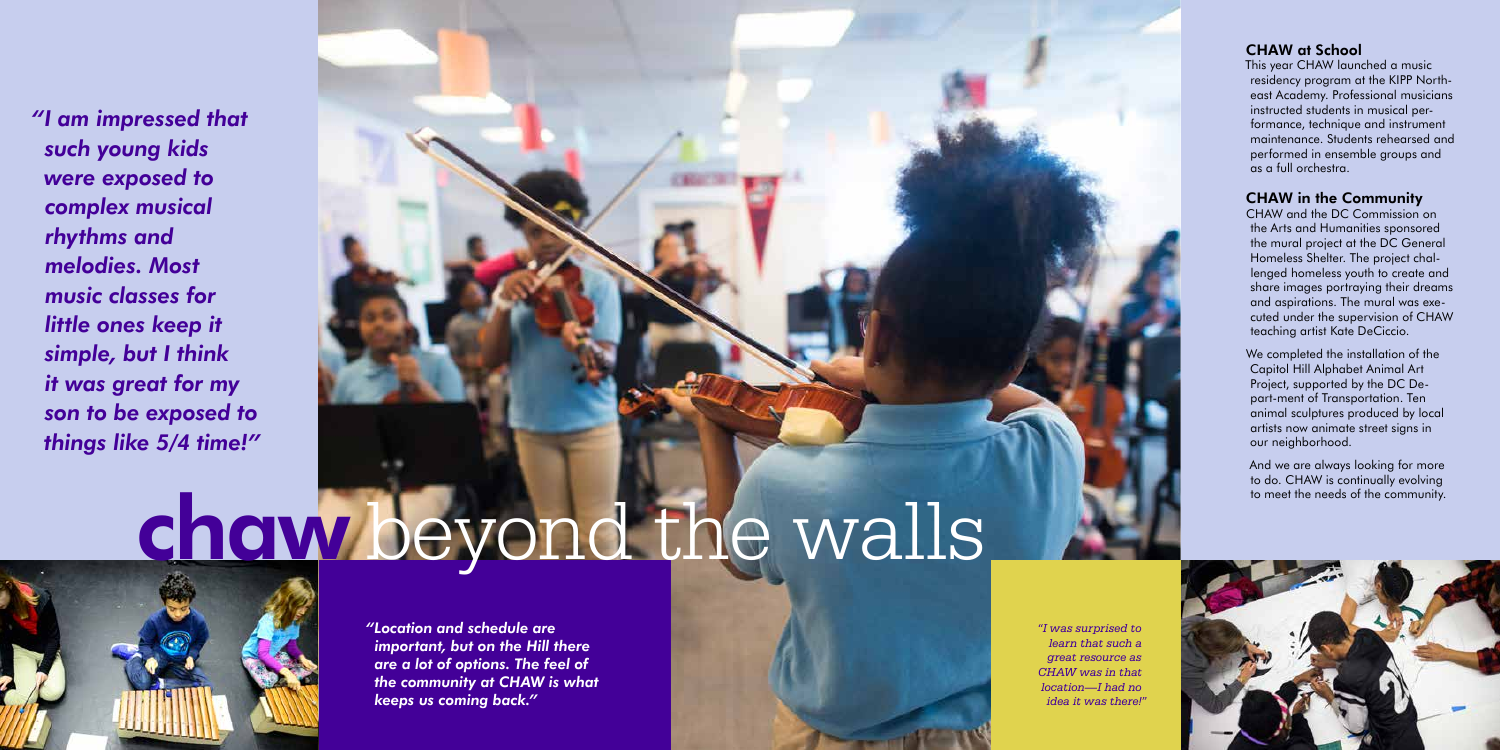# chaw beyond the walls

*"I am impressed that such young kids were exposed to complex musical rhythms and melodies. Most music classes for little ones keep it simple, but I think it was great for my son to be exposed to things like 5/4 time!"*

*"Location and schedule are important, but on the Hill there are a lot of options. The feel of the community at CHAW is what keeps us coming back."*

*"I was surprised to learn that such a great resource as CHAW was in that location—I had no idea it was there!"*

### CHAW at School

This year CHAW launched a music residency program at the KIPP Northeast Academy. Professional musicians instructed students in musical performance, technique and instrument maintenance. Students rehearsed and performed in ensemble groups and as a full orchestra.

### CHAW in the Community

CHAW and the DC Commission on the Arts and Humanities sponsored the mural project at the DC General Homeless Shelter. The project challenged homeless youth to create and share images portraying their dreams and aspirations. The mural was executed under the supervision of CHAW teaching artist Kate DeCiccio.

We completed the installation of the Capitol Hill Alphabet Animal Art Project, supported by the DC Department of Transportation. Ten animal sculptures produced by local artists now animate street signs in our neighborhood.

And we are always looking for more to do. CHAW is continually evolving to meet the needs of the community.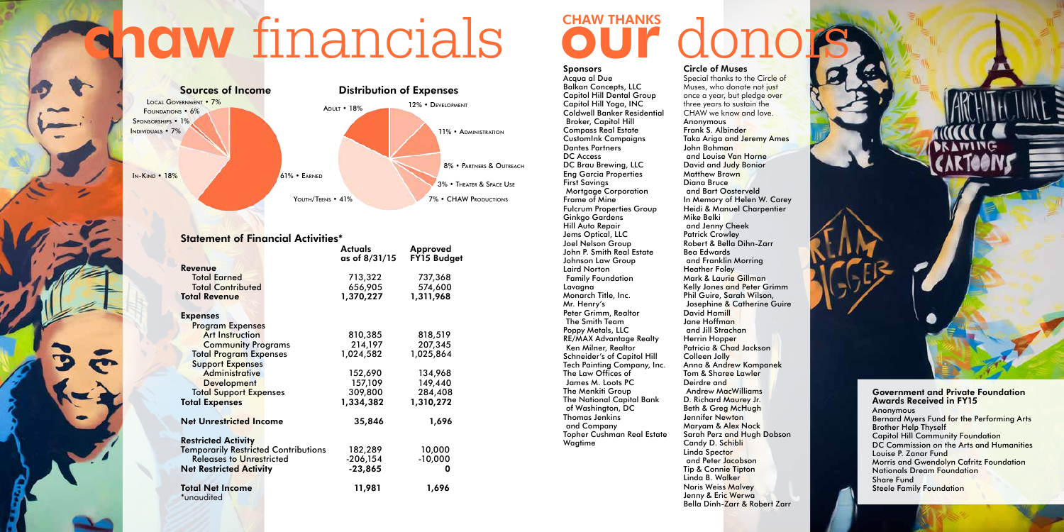# chaw financials

## Sources of Income

Local Government • 7%
Foundations • 6%
Sponsorships • 1%
Individuals • 7%
In-Kind • 18%
61% • Earned

## Distribution of Expenses

Adult • 18%
12% • Development
11% • Administration
8% • Partners & Outreach
3% • Theater & Space Use
7% • CHAW Productions
Youth/Teens • 41%

## Statement of Financial Activities*

| | Actuals as of 8/31/15 | Approved FY15 Budget |
|---|---|---|
| **Revenue** | | |
| Total Earned | 713,322 | 737,368 |
| Total Contributed | 656,905 | 574,600 |
| **Total Revenue** | **1,370,227** | **1,311,968** |
| **Expenses** | | |
| Program Expenses | | |
| Art Instruction | 810,385 | 818,519 |
| Community Programs | 214,197 | 207,345 |
| Total Program Expenses | 1,024,582 | 1,025,864 |
| Support Expenses | | |
| Administrative | 152,690 | 134,968 |
| Development | 157,109 | 149,440 |
| Total Support Expenses | 309,800 | 284,408 |
| **Total Expenses** | **1,334,382** | **1,310,272** |
| **Net Unrestricted Income** | **35,846** | **1,696** |
| **Restricted Activity** | | |
| Temporarily Restricted Contributions | 182,289 | 10,000 |
| Releases to Unrestricted | -206,154 | -10,000 |
| **Net Restricted Activity** | **-23,865** | **0** |
| **Total Net Income** | **11,981** | **1,696** |

*unaudited

# CHAW THANKS our donors

### Sponsors

Acqua al Due
Balkan Concepts, LLC
Capitol Hill Dental Group
Capitol Hill Yoga, INC
Coldwell Banker Residential Broker, Capitol Hill
Compass Real Estate
CustomInk Campaigns
Dantes Partners
DC Access
DC Brau Brewing, LLC
Eng Garcia Properties
First Savings Mortgage Corporation
Frame of Mine
Fulcrum Properties Group
Ginkgo Gardens
Hill Auto Repair
Jems Optical, LLC
Joel Nelson Group
John P. Smith Real Estate
Johnson Law Group
Laird Norton Family Foundation
Lavagna
Monarch Title, Inc.
Mr. Henry's
Peter Grimm, Realtor The Smith Team
Poppy Metals, LLC
RE/MAX Advantage Realty Ken Milner, Realtor
Schneider's of Capitol Hill
Tech Painting Company, Inc.
The Law Offices of James M. Loots PC
The Menkiti Group
The National Capital Bank of Washington, DC
Thomas Jenkins and Company
Topher Cushman Real Estate
Wagtime

### Circle of Muses

Special thanks to the Circle of Muses, who donate not just once a year, but pledge over three years to sustain the CHAW we know and love.

Anonymous
Frank S. Albinder
Taka Ariga and Jeremy Ames
John Bohman and Louise Van Horne
David and Judy Bonior
Matthew Brown
Diana Bruce and Bart Oosterveld
In Memory of Helen W. Carey
Heidi & Manuel Charpentier
Mike Belki and Jenny Cheek
Patrick Crowley
Robert & Bella Dihn-Zarr
Bea Edwards and Franklin Morring
Heather Foley
Mark & Laurie Gillman
Kelly Jones and Peter Grimm
Phil Guire, Sarah Wilson, Josephine & Catherine Guire
David Hamill
Jane Hoffman and Jill Strachan
Herrin Hopper
Patricia & Chad Jackson
Colleen Jolly
Anna & Andrew Kompanek
Tom & Sharee Lawler
Deirdre and Andrew MacWilliams
D. Richard Maurey Jr.
Beth & Greg McHugh
Jennifer Newton
Maryam & Alex Nock
Sarah Perz and Hugh Dobson
Candy D. Schibli
Linda Spector and Peter Jacobson
Tip & Connie Tipton
Linda B. Walker
Noris Weiss Malvey
Jenny & Eric Werwa
Bella Dinh-Zarr & Robert Zarr

### Government and Private Foundation Awards Received in FY15

Anonymous
Bernard Myers Fund for the Performing Arts
Brother Help Thyself
Capitol Hill Community Foundation
DC Commission on the Arts and Humanities
Louise P. Zanar Fund
Morris and Gwendolyn Cafritz Foundation
Nationals Dream Foundation
Share Fund
Steele Family Foundation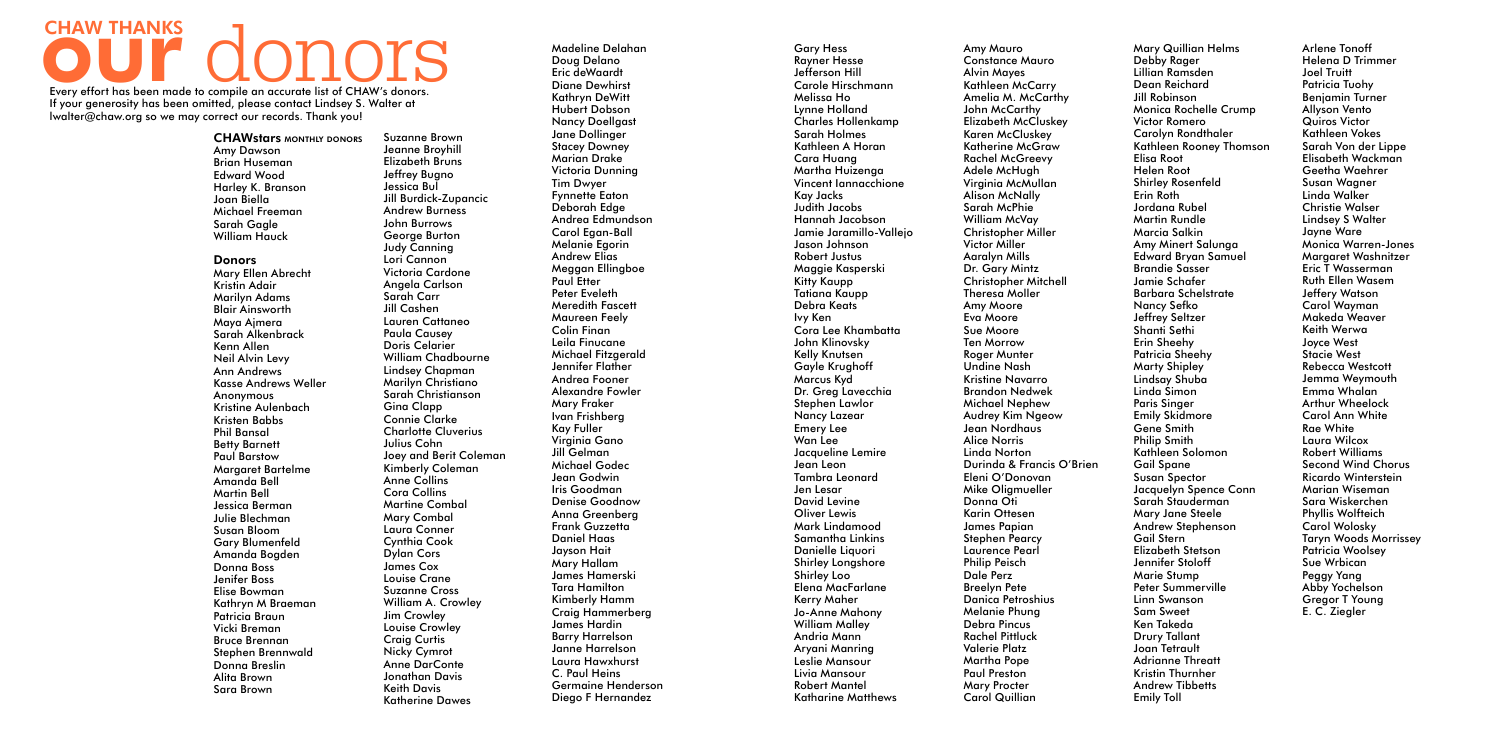# CHAW THANKS our donors

Every effort has been made to compile an accurate list of CHAW's donors. If your generosity has been omitted, please contact Lindsey S. Walter at lwalter@chaw.org so we may correct our records. Thank you!

## CHAWstars MONTHLY DONORS

Amy Dawson
Brian Huseman
Edward Wood
Harley K. Branson
Joan Biella
Michael Freeman
Sarah Gagle
William Hauck

## Donors

Mary Ellen Abrecht
Kristin Adair
Marilyn Adams
Blair Ainsworth
Maya Ajmera
Sarah Alkenbrack
Kenn Allen
Neil Alvin Levy
Ann Andrews
Kasse Andrews Weller
Anonymous
Kristine Aulenbach
Kristen Babbs
Phil Bansal
Betty Barnett
Paul Barstow
Margaret Bartelme
Amanda Bell
Martin Bell
Jessica Berman
Julie Blechman
Susan Bloom
Gary Blumenfeld
Amanda Bogden
Donna Boss
Jenifer Boss
Elise Bowman
Kathryn M Braeman
Patricia Braun
Vicki Breman
Bruce Brennan
Stephen Brennwald
Donna Breslin
Alita Brown
Sara Brown
Suzanne Brown
Jeanne Broyhill
Elizabeth Bruns
Jeffrey Bugno
Jessica Bul
Jill Burdick-Zupancic
Andrew Burness
John Burrows
George Burton
Judy Canning
Lori Cannon
Victoria Cardone
Angela Carlson
Sarah Carr
Jill Cashen
Lauren Cattaneo
Paula Causey
Doris Celarier
William Chadbourne
Lindsey Chapman
Marilyn Christiano
Sarah Christianson
Gina Clapp
Connie Clarke
Charlotte Cluverius
Julius Cohn
Joey and Berit Coleman
Kimberly Coleman
Anne Collins
Cora Collins
Martine Combal
Mary Combal
Laura Conner
Cynthia Cook
Dylan Cors
James Cox
Louise Crane
Suzanne Cross
William A. Crowley
Jim Crowley
Louise Crowley
Craig Curtis
Nicky Cymrot
Anne DarConte
Jonathan Davis
Keith Davis
Katherine Dawes
Madeline Delahan
Doug Delano
Eric deWaardt
Diane Dewhirst
Kathryn DeWitt
Hubert Dobson
Nancy Doellgast
Jane Dollinger
Stacey Downey
Marian Drake
Victoria Dunning
Tim Dwyer
Fynnette Eaton
Deborah Edge
Andrea Edmundson
Carol Egan-Ball
Melanie Egorin
Andrew Elias
Meggan Ellingboe
Paul Etter
Peter Eveleth
Meredith Fascett
Maureen Feely
Colin Finan
Leila Finucane
Michael Fitzgerald
Jennifer Flather
Andrea Fooner
Alexandre Fowler
Mary Fraker
Ivan Frishberg
Kay Fuller
Virginia Gano
Jill Gelman
Michael Godec
Jean Godwin
Iris Goodman
Denise Goodnow
Anna Greenberg
Frank Guzzetta
Daniel Haas
Jayson Hait
Mary Hallam
James Hamerski
Tara Hamilton
Kimberly Hamm
Craig Hammerberg
James Hardin
Barry Harrelson
Janne Harrelson
Laura Hawxhurst
C. Paul Heins
Germaine Henderson
Diego F Hernandez
Gary Hess
Rayner Hesse
Jefferson Hill
Carole Hirschmann
Melissa Ho
Lynne Holland
Charles Hollenkamp
Sarah Holmes
Kathleen A Horan
Cara Huang
Martha Huizenga
Vincent Iannacchione
Kay Jacks
Judith Jacobs
Hannah Jacobson
Jamie Jaramillo-Vallejo
Jason Johnson
Robert Justus
Maggie Kasperski
Kitty Kaupp
Tatiana Kaupp
Debra Keats
Ivy Ken
Cora Lee Khambatta
John Klinovsky
Kelly Knutsen
Gayle Krughoff
Marcus Kyd
Dr. Greg Lavecchia
Stephen Lawlor
Nancy Lazear
Emery Lee
Wan Lee
Jacqueline Lemire
Jean Leon
Tambra Leonard
Jen Lesar
David Levine
Oliver Lewis
Mark Lindamood
Samantha Linkins
Danielle Liquori
Shirley Longshore
Shirley Loo
Elena MacFarlane
Kerry Maher
Jo-Anne Mahony
William Malley
Andria Mann
Aryani Manring
Leslie Mansour
Livia Mansour
Robert Mantel
Katharine Matthews
Amy Mauro
Constance Mauro
Alvin Mayes
Kathleen McCarry
Amelia M. McCarthy
John McCarthy
Elizabeth McCluskey
Karen McCluskey
Katherine McGraw
Rachel McGreevy
Adele McHugh
Virginia McMullan
Alison McNally
Sarah McPhie
William McVay
Christopher Miller
Victor Miller
Aaralyn Mills
Dr. Gary Mintz
Christopher Mitchell
Theresa Moller
Amy Moore
Eva Moore
Sue Moore
Ten Morrow
Roger Munter
Undine Nash
Kristine Navarro
Brandon Nedwek
Michael Nephew
Audrey Kim Ngeow
Jean Nordhaus
Alice Norris
Linda Norton
Durinda & Francis O'Brien
Eleni O'Donovan
Mike Oligmueller
Donna Oti
Karin Ottesen
James Papian
Stephen Pearcy
Laurence Pearl
Philip Peisch
Dale Perz
Breelyn Pete
Danica Petroshius
Melanie Phung
Debra Pincus
Rachel Pittluck
Valerie Platz
Martha Pope
Paul Preston
Mary Procter
Carol Quillian
Mary Quillian Helms
Debby Rager
Lillian Ramsden
Dean Reichard
Jill Robinson
Monica Rochelle Crump
Victor Romero
Carolyn Rondthaler
Kathleen Rooney Thomson
Elisa Root
Helen Root
Shirley Rosenfeld
Erin Roth
Jordana Rubel
Martin Rundle
Marcia Salkin
Amy Minert Salunga
Edward Bryan Samuel
Brandie Sasser
Jamie Schafer
Barbara Schelstrate
Nancy Sefko
Jeffrey Seltzer
Shanti Sethi
Erin Sheehy
Patricia Sheehy
Marty Shipley
Lindsay Shuba
Linda Simon
Paris Singer
Emily Skidmore
Gene Smith
Philip Smith
Kathleen Solomon
Gail Spane
Susan Spector
Jacquelyn Spence Conn
Sarah Stauderman
Mary Jane Steele
Andrew Stephenson
Gail Stern
Elizabeth Stetson
Jennifer Stoloff
Marie Stump
Peter Summerville
Linn Swanson
Sam Sweet
Ken Takeda
Drury Tallant
Joan Tetrault
Adrianne Threatt
Kristin Thurnher
Andrew Tibbetts
Emily Toll
Arlene Tonoff
Helena D Trimmer
Joel Truitt
Patricia Tuohy
Benjamin Turner
Allyson Vento
Quiros Victor
Kathleen Vokes
Sarah Von der Lippe
Elisabeth Wackman
Geetha Waehrer
Susan Wagner
Linda Walker
Christie Walser
Lindsey S Walter
Jayne Ware
Monica Warren-Jones
Margaret Washnitzer
Eric T Wasserman
Ruth Ellen Wasem
Jeffery Watson
Carol Wayman
Makeda Weaver
Keith Werwa
Joyce West
Stacie West
Rebecca Westcott
Jemma Weymouth
Emma Whalan
Arthur Wheelock
Carol Ann White
Rae White
Laura Wilcox
Robert Williams
Second Wind Chorus
Ricardo Winterstein
Marian Wiseman
Sara Wiskerchen
Phyllis Wolfteich
Carol Wolosky
Taryn Woods Morrissey
Patricia Woolsey
Sue Wrbican
Peggy Yang
Abby Yochelson
Gregor T Young
E. C. Ziegler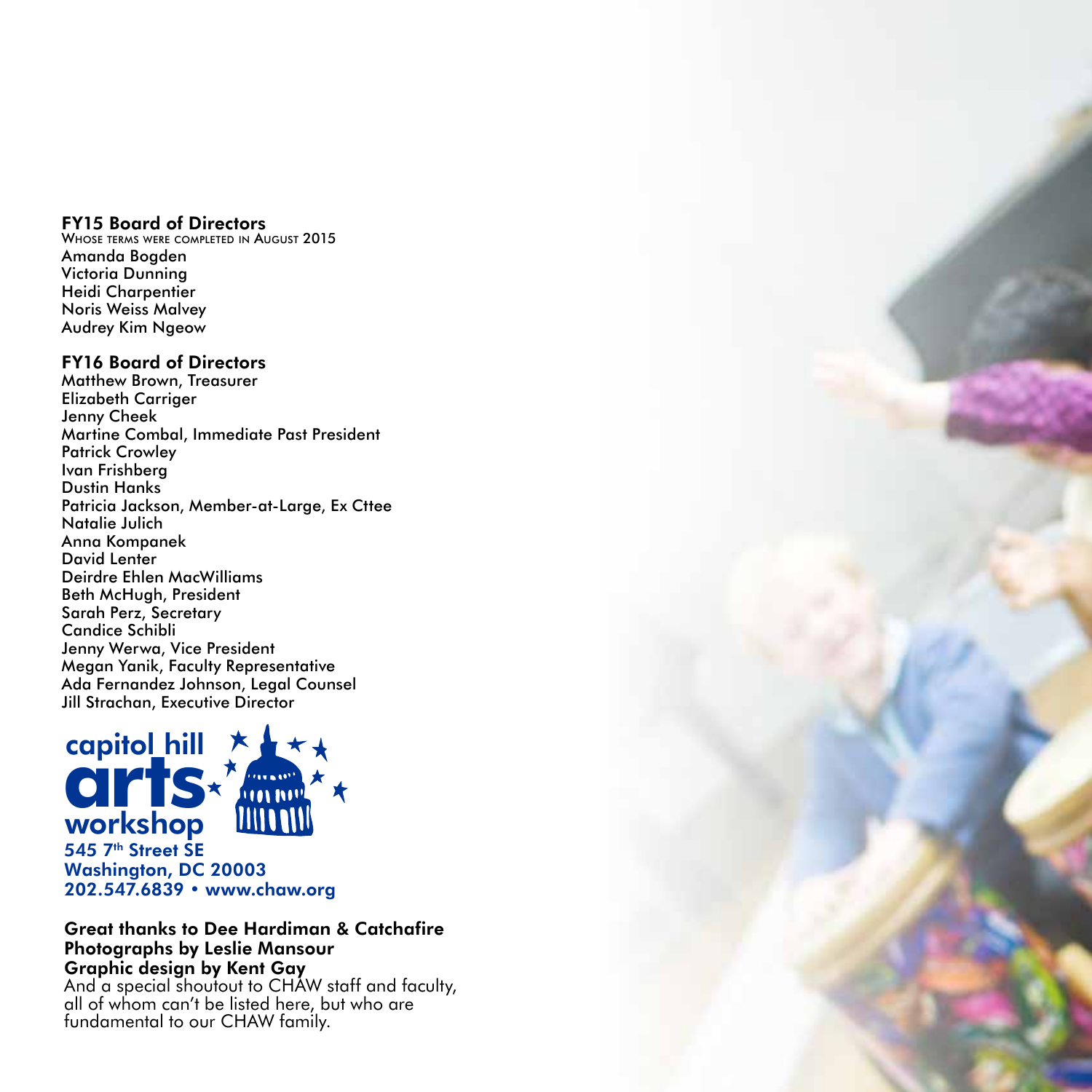## FY15 Board of Directors

Whose terms were completed in August 2015

Amanda Bogden
Victoria Dunning
Heidi Charpentier
Noris Weiss Malvey
Audrey Kim Ngeow

## FY16 Board of Directors

Matthew Brown, Treasurer
Elizabeth Carriger
Jenny Cheek
Martine Combal, Immediate Past President
Patrick Crowley
Ivan Frishberg
Dustin Hanks
Patricia Jackson, Member-at-Large, Ex Cttee
Natalie Julich
Anna Kompanek
David Lenter
Deirdre Ehlen MacWilliams
Beth McHugh, President
Sarah Perz, Secretary
Candice Schibli
Jenny Werwa, Vice President
Megan Yanik, Faculty Representative
Ada Fernandez Johnson, Legal Counsel
Jill Strachan, Executive Director

**capitol hill arts workshop**
**545 7th Street SE**
**Washington, DC 20003**
**202.547.6839 • www.chaw.org**

**Great thanks to Dee Hardiman & Catchafire**
**Photographs by Leslie Mansour**
**Graphic design by Kent Gay**
And a special shoutout to CHAW staff and faculty, all of whom can't be listed here, but who are fundamental to our CHAW family.